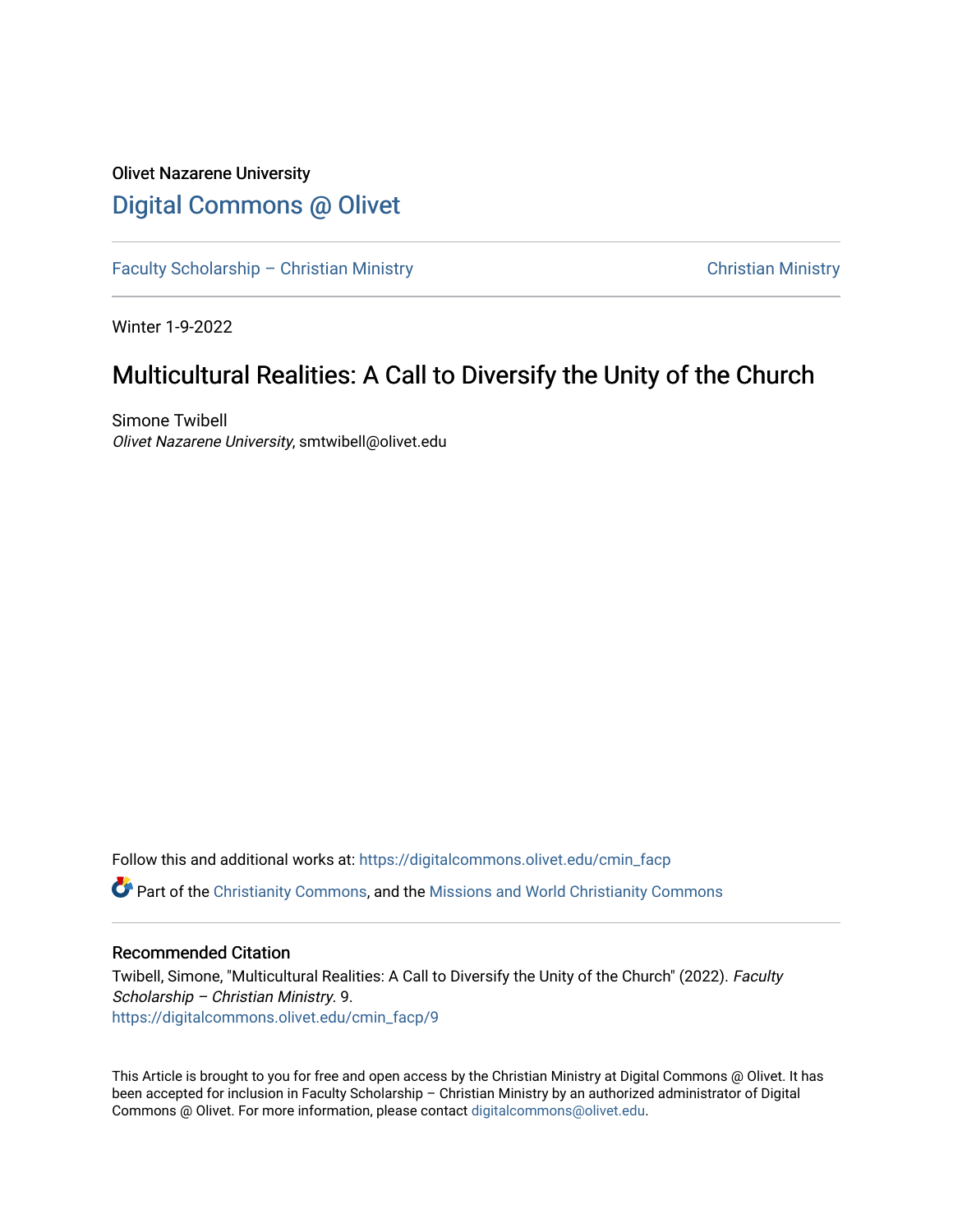Olivet Nazarene University

# Digital Commons @ Olivet

Faculty Scholarship – Christian Ministry | Christian Ministry

Winter 1-9-2022

## Multicultural Realities: A Call to Diversify the Unity of the Church

Simone Twibell
*Olivet Nazarene University*, smtwibell@olivet.edu

Follow this and additional works at: https://digitalcommons.olivet.edu/cmin_facp

Part of the Christianity Commons, and the Missions and World Christianity Commons

### Recommended Citation

Twibell, Simone, "Multicultural Realities: A Call to Diversify the Unity of the Church" (2022). *Faculty Scholarship – Christian Ministry*. 9.
https://digitalcommons.olivet.edu/cmin_facp/9

This Article is brought to you for free and open access by the Christian Ministry at Digital Commons @ Olivet. It has been accepted for inclusion in Faculty Scholarship – Christian Ministry by an authorized administrator of Digital Commons @ Olivet. For more information, please contact digitalcommons@olivet.edu.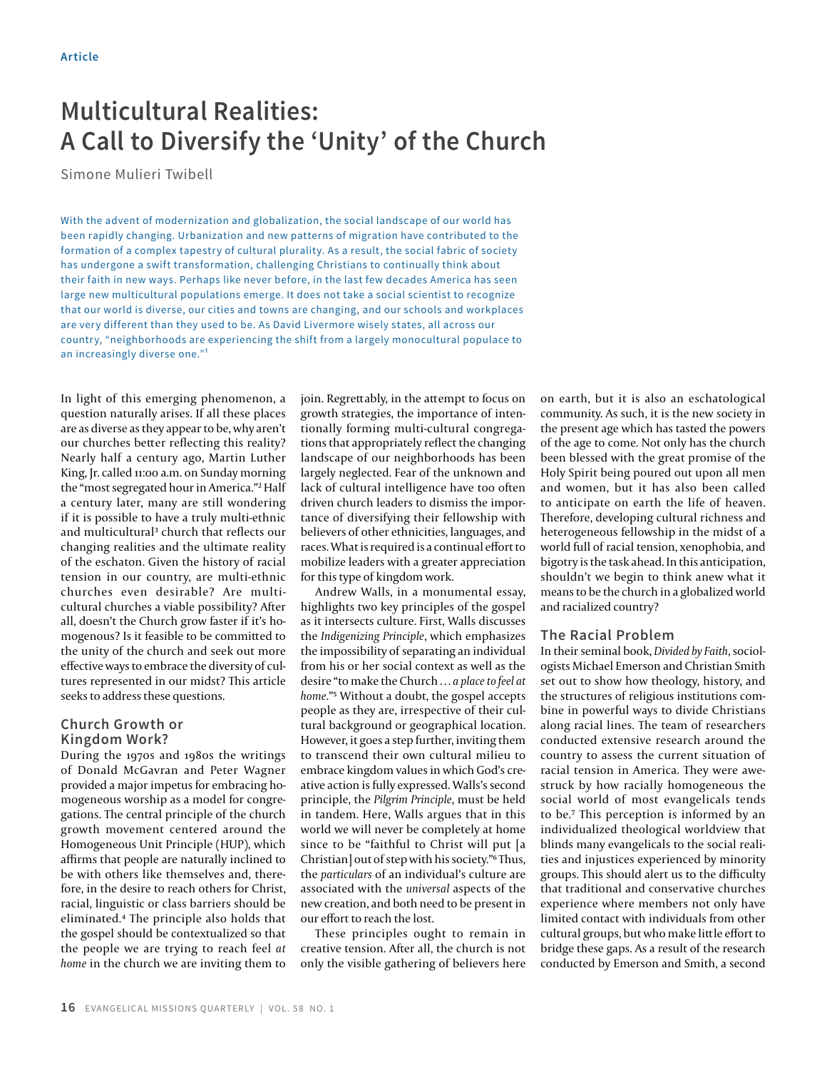Article

# Multicultural Realities: A Call to Diversify the 'Unity' of the Church

Simone Mulieri Twibell

With the advent of modernization and globalization, the social landscape of our world has been rapidly changing. Urbanization and new patterns of migration have contributed to the formation of a complex tapestry of cultural plurality. As a result, the social fabric of society has undergone a swift transformation, challenging Christians to continually think about their faith in new ways. Perhaps like never before, in the last few decades America has seen large new multicultural populations emerge. It does not take a social scientist to recognize that our world is diverse, our cities and towns are changing, and our schools and workplaces are very different than they used to be. As David Livermore wisely states, all across our country, "neighborhoods are experiencing the shift from a largely monocultural populace to an increasingly diverse one."[1]

In light of this emerging phenomenon, a question naturally arises. If all these places are as diverse as they appear to be, why aren't our churches better reflecting this reality? Nearly half a century ago, Martin Luther King, Jr. called 11:00 a.m. on Sunday morning the "most segregated hour in America."[2] Half a century later, many are still wondering if it is possible to have a truly multi-ethnic and multicultural[3] church that reflects our changing realities and the ultimate reality of the eschaton. Given the history of racial tension in our country, are multi-ethnic churches even desirable? Are multicultural churches a viable possibility? After all, doesn't the Church grow faster if it's homogenous? Is it feasible to be committed to the unity of the church and seek out more effective ways to embrace the diversity of cultures represented in our midst? This article seeks to address these questions.

## Church Growth or Kingdom Work?

During the 1970s and 1980s the writings of Donald McGavran and Peter Wagner provided a major impetus for embracing homogeneous worship as a model for congregations. The central principle of the church growth movement centered around the Homogeneous Unit Principle (HUP), which affirms that people are naturally inclined to be with others like themselves and, therefore, in the desire to reach others for Christ, racial, linguistic or class barriers should be eliminated.[4] The principle also holds that the gospel should be contextualized so that the people we are trying to reach feel *at home* in the church we are inviting them to join. Regrettably, in the attempt to focus on growth strategies, the importance of intentionally forming multi-cultural congregations that appropriately reflect the changing landscape of our neighborhoods has been largely neglected. Fear of the unknown and lack of cultural intelligence have too often driven church leaders to dismiss the importance of diversifying their fellowship with believers of other ethnicities, languages, and races. What is required is a continual effort to mobilize leaders with a greater appreciation for this type of kingdom work.

Andrew Walls, in a monumental essay, highlights two key principles of the gospel as it intersects culture. First, Walls discusses the *Indigenizing Principle*, which emphasizes the impossibility of separating an individual from his or her social context as well as the desire "to make the Church ... *a place to feel at home*."[5] Without a doubt, the gospel accepts people as they are, irrespective of their cultural background or geographical location. However, it goes a step further, inviting them to transcend their own cultural milieu to embrace kingdom values in which God's creative action is fully expressed. Walls's second principle, the *Pilgrim Principle*, must be held in tandem. Here, Walls argues that in this world we will never be completely at home since to be "faithful to Christ will put [a Christian] out of step with his society."[6] Thus, the *particulars* of an individual's culture are associated with the *universal* aspects of the new creation, and both need to be present in our effort to reach the lost.

These principles ought to remain in creative tension. After all, the church is not only the visible gathering of believers here on earth, but it is also an eschatological community. As such, it is the new society in the present age which has tasted the powers of the age to come. Not only has the church been blessed with the great promise of the Holy Spirit being poured out upon all men and women, but it has also been called to anticipate on earth the life of heaven. Therefore, developing cultural richness and heterogeneous fellowship in the midst of a world full of racial tension, xenophobia, and bigotry is the task ahead. In this anticipation, shouldn't we begin to think anew what it means to be the church in a globalized world and racialized country?

## The Racial Problem

In their seminal book, *Divided by Faith*, sociologists Michael Emerson and Christian Smith set out to show how theology, history, and the structures of religious institutions combine in powerful ways to divide Christians along racial lines. The team of researchers conducted extensive research around the country to assess the current situation of racial tension in America. They were awestruck by how racially homogeneous the social world of most evangelicals tends to be.[7] This perception is informed by an individualized theological worldview that blinds many evangelicals to the social realities and injustices experienced by minority groups. This should alert us to the difficulty that traditional and conservative churches experience where members not only have limited contact with individuals from other cultural groups, but who make little effort to bridge these gaps. As a result of the research conducted by Emerson and Smith, a second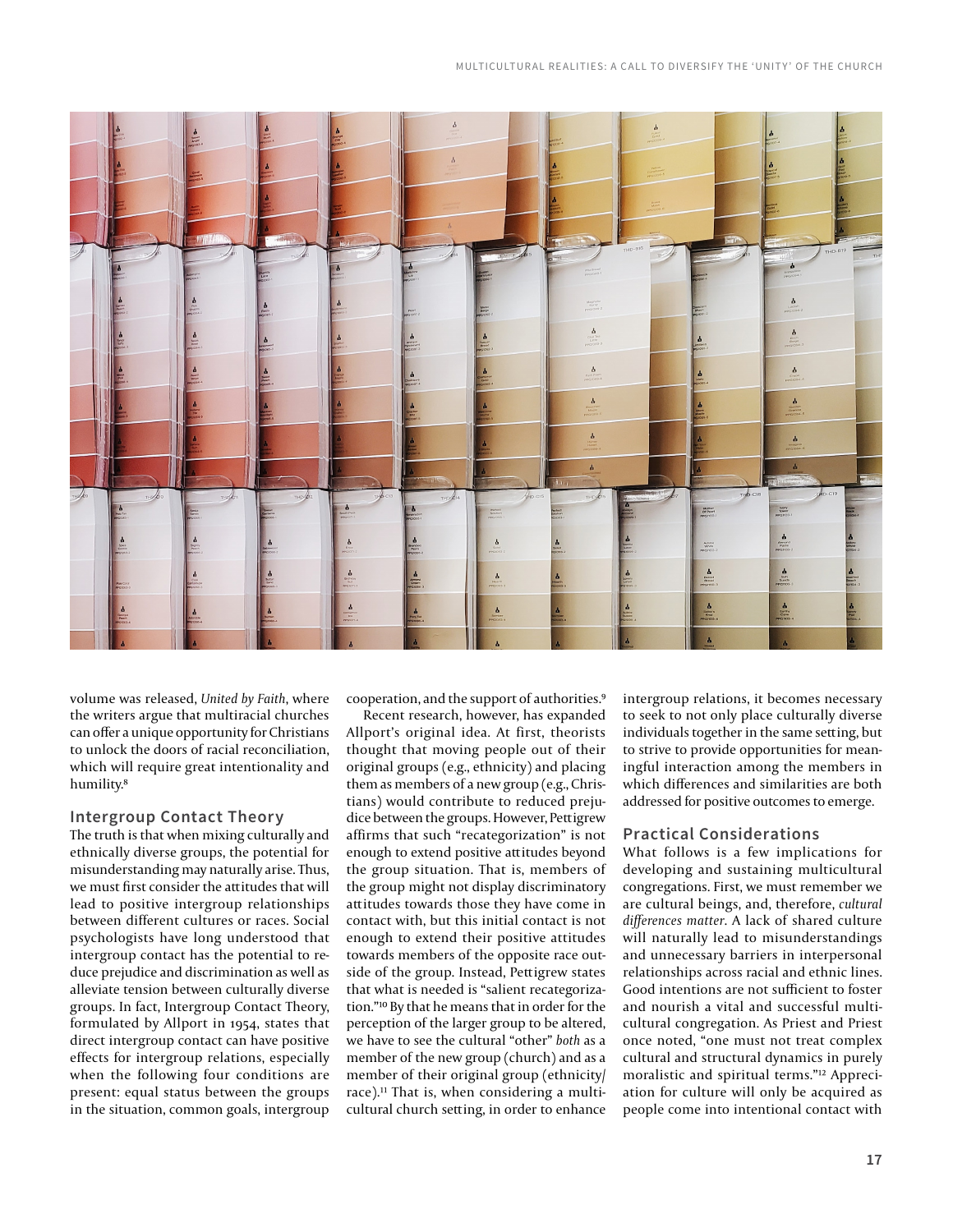volume was released, *United by Faith*, where the writers argue that multiracial churches can offer a unique opportunity for Christians to unlock the doors of racial reconciliation, which will require great intentionality and humility.[8]

## Intergroup Contact Theory

The truth is that when mixing culturally and ethnically diverse groups, the potential for misunderstanding may naturally arise. Thus, we must first consider the attitudes that will lead to positive intergroup relationships between different cultures or races. Social psychologists have long understood that intergroup contact has the potential to reduce prejudice and discrimination as well as alleviate tension between culturally diverse groups. In fact, Intergroup Contact Theory, formulated by Allport in 1954, states that direct intergroup contact can have positive effects for intergroup relations, especially when the following four conditions are present: equal status between the groups in the situation, common goals, intergroup cooperation, and the support of authorities.[9]

Recent research, however, has expanded Allport's original idea. At first, theorists thought that moving people out of their original groups (e.g., ethnicity) and placing them as members of a new group (e.g., Christians) would contribute to reduced prejudice between the groups. However, Pettigrew affirms that such "recategorization" is not enough to extend positive attitudes beyond the group situation. That is, members of the group might not display discriminatory attitudes towards those they have come in contact with, but this initial contact is not enough to extend their positive attitudes towards members of the opposite race outside of the group. Instead, Pettigrew states that what is needed is "salient recategorization."[10] By that he means that in order for the perception of the larger group to be altered, we have to see the cultural "other" *both* as a member of the new group (church) and as a member of their original group (ethnicity/race).[11] That is, when considering a multicultural church setting, in order to enhance intergroup relations, it becomes necessary to seek to not only place culturally diverse individuals together in the same setting, but to strive to provide opportunities for meaningful interaction among the members in which differences and similarities are both addressed for positive outcomes to emerge.

## Practical Considerations

What follows is a few implications for developing and sustaining multicultural congregations. First, we must remember we are cultural beings, and, therefore, *cultural differences matter*. A lack of shared culture will naturally lead to misunderstandings and unnecessary barriers in interpersonal relationships across racial and ethnic lines. Good intentions are not sufficient to foster and nourish a vital and successful multicultural congregation. As Priest and Priest once noted, "one must not treat complex cultural and structural dynamics in purely moralistic and spiritual terms."[12] Appreciation for culture will only be acquired as people come into intentional contact with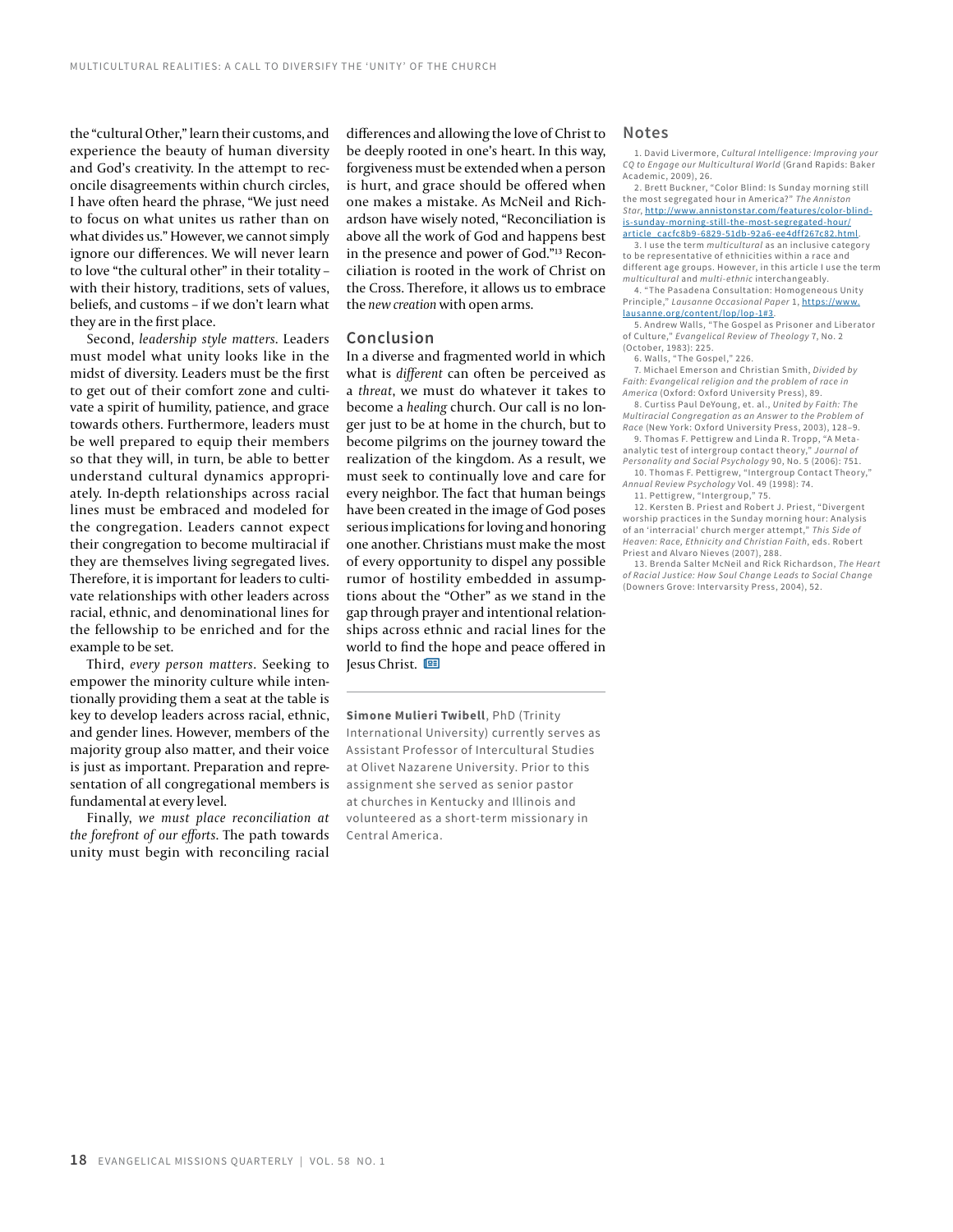the "cultural Other," learn their customs, and experience the beauty of human diversity and God's creativity. In the attempt to reconcile disagreements within church circles, I have often heard the phrase, "We just need to focus on what unites us rather than on what divides us." However, we cannot simply ignore our differences. We will never learn to love "the cultural other" in their totality – with their history, traditions, sets of values, beliefs, and customs – if we don't learn what they are in the first place.

Second, *leadership style matters*. Leaders must model what unity looks like in the midst of diversity. Leaders must be the first to get out of their comfort zone and cultivate a spirit of humility, patience, and grace towards others. Furthermore, leaders must be well prepared to equip their members so that they will, in turn, be able to better understand cultural dynamics appropriately. In-depth relationships across racial lines must be embraced and modeled for the congregation. Leaders cannot expect their congregation to become multiracial if they are themselves living segregated lives. Therefore, it is important for leaders to cultivate relationships with other leaders across racial, ethnic, and denominational lines for the fellowship to be enriched and for the example to be set.

Third, *every person matters*. Seeking to empower the minority culture while intentionally providing them a seat at the table is key to develop leaders across racial, ethnic, and gender lines. However, members of the majority group also matter, and their voice is just as important. Preparation and representation of all congregational members is fundamental at every level.

Finally, *we must place reconciliation at the forefront of our efforts*. The path towards unity must begin with reconciling racial differences and allowing the love of Christ to be deeply rooted in one's heart. In this way, forgiveness must be extended when a person is hurt, and grace should be offered when one makes a mistake. As McNeil and Richardson have wisely noted, "Reconciliation is above all the work of God and happens best in the presence and power of God."[13] Reconciliation is rooted in the work of Christ on the Cross. Therefore, it allows us to embrace the *new creation* with open arms.

## Conclusion

In a diverse and fragmented world in which what is *different* can often be perceived as a *threat*, we must do whatever it takes to become a *healing* church. Our call is no longer just to be at home in the church, but to become pilgrims on the journey toward the realization of the kingdom. As a result, we must seek to continually love and care for every neighbor. The fact that human beings have been created in the image of God poses serious implications for loving and honoring one another. Christians must make the most of every opportunity to dispel any possible rumor of hostility embedded in assumptions about the "Other" as we stand in the gap through prayer and intentional relationships across ethnic and racial lines for the world to find the hope and peace offered in Jesus Christ.

---

**Simone Mulieri Twibell**, PhD (Trinity International University) currently serves as Assistant Professor of Intercultural Studies at Olivet Nazarene University. Prior to this assignment she served as senior pastor at churches in Kentucky and Illinois and volunteered as a short-term missionary in Central America.

## Notes

1. David Livermore, *Cultural Intelligence: Improving your CQ to Engage our Multicultural World* (Grand Rapids: Baker Academic, 2009), 26.
2. Brett Buckner, "Color Blind: Is Sunday morning still the most segregated hour in America?" *The Anniston Star*, http://www.annistonstar.com/features/color-blind-is-sunday-morning-still-the-most-segregated-hour/article_cacfc8b9-6829-51db-92a6-ee4dff267c82.html.
3. I use the term *multicultural* as an inclusive category to be representative of ethnicities within a race and different age groups. However, in this article I use the term *multicultural* and *multi-ethnic* interchangeably.
4. "The Pasadena Consultation: Homogeneous Unity Principle," *Lausanne Occasional Paper* 1, https://www.lausanne.org/content/lop/lop-1#3.
5. Andrew Walls, "The Gospel as Prisoner and Liberator of Culture," *Evangelical Review of Theology* 7, No. 2 (October, 1983): 225.
6. Walls, "The Gospel," 226.
7. Michael Emerson and Christian Smith, *Divided by Faith: Evangelical religion and the problem of race in America* (Oxford: Oxford University Press), 89.
8. Curtiss Paul DeYoung, et. al., *United by Faith: The Multiracial Congregation as an Answer to the Problem of Race* (New York: Oxford University Press, 2003), 128–9.
9. Thomas F. Pettigrew and Linda R. Tropp, "A Meta-analytic test of intergroup contact theory," *Journal of Personality and Social Psychology* 90, No. 5 (2006): 751.
10. Thomas F. Pettigrew, "Intergroup Contact Theory," *Annual Review Psychology* Vol. 49 (1998): 74.
11. Pettigrew, "Intergroup," 75.
12. Kersten B. Priest and Robert J. Priest, "Divergent worship practices in the Sunday morning hour: Analysis of an 'interracial' church merger attempt," *This Side of Heaven: Race, Ethnicity and Christian Faith*, eds. Robert Priest and Alvaro Nieves (2007), 288.
13. Brenda Salter McNeil and Rick Richardson, *The Heart of Racial Justice: How Soul Change Leads to Social Change* (Downers Grove: Intervarsity Press, 2004), 52.